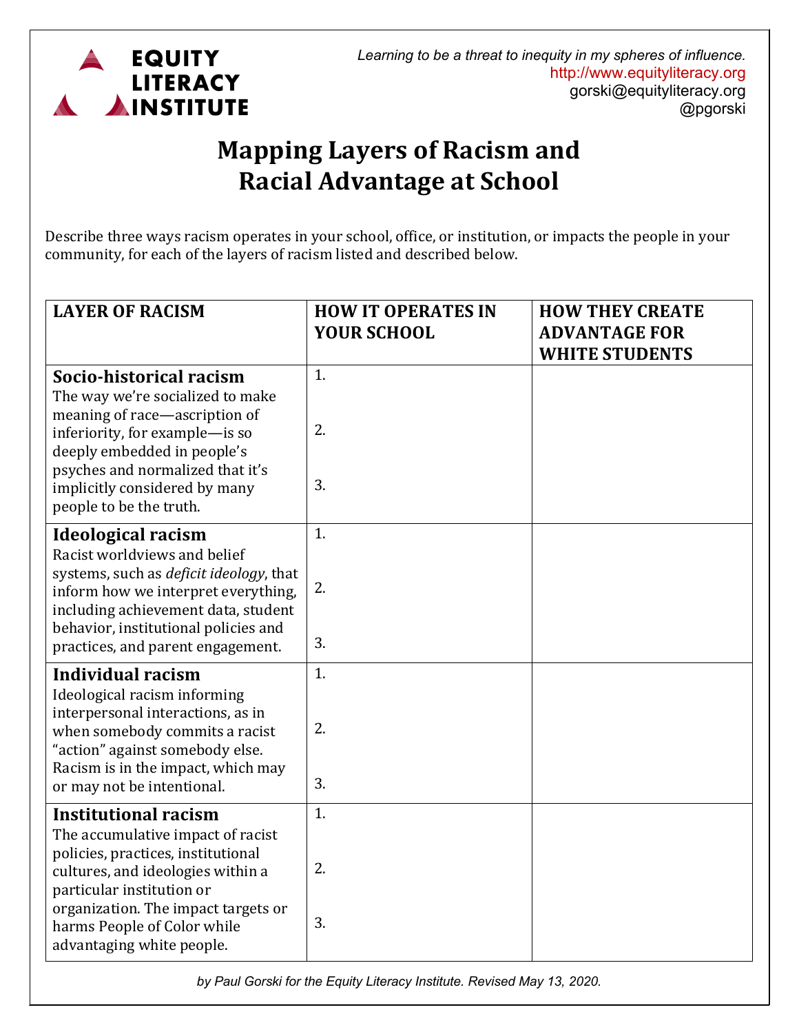**EQUITY LITERACY INSTITUTE**

*Learning to be a threat to inequity in my spheres of influence.*
http://www.equityliteracy.org
gorski@equityliteracy.org
@pgorski

# Mapping Layers of Racism and Racial Advantage at School

Describe three ways racism operates in your school, office, or institution, or impacts the people in your community, for each of the layers of racism listed and described below.

| LAYER OF RACISM | HOW IT OPERATES IN YOUR SCHOOL | HOW THEY CREATE ADVANTAGE FOR WHITE STUDENTS |
|---|---|---|
| **Socio-historical racism** The way we're socialized to make meaning of race—ascription of inferiority, for example—is so deeply embedded in people's psyches and normalized that it's implicitly considered by many people to be the truth. | 1.<br><br>2.<br><br>3. | |
| **Ideological racism** Racist worldviews and belief systems, such as *deficit ideology*, that inform how we interpret everything, including achievement data, student behavior, institutional policies and practices, and parent engagement. | 1.<br><br>2.<br><br>3. | |
| **Individual racism** Ideological racism informing interpersonal interactions, as in when somebody commits a racist "action" against somebody else. Racism is in the impact, which may or may not be intentional. | 1.<br><br>2.<br><br>3. | |
| **Institutional racism** The accumulative impact of racist policies, practices, institutional cultures, and ideologies within a particular institution or organization. The impact targets or harms People of Color while advantaging white people. | 1.<br><br>2.<br><br>3. | |

*by Paul Gorski for the Equity Literacy Institute. Revised May 13, 2020.*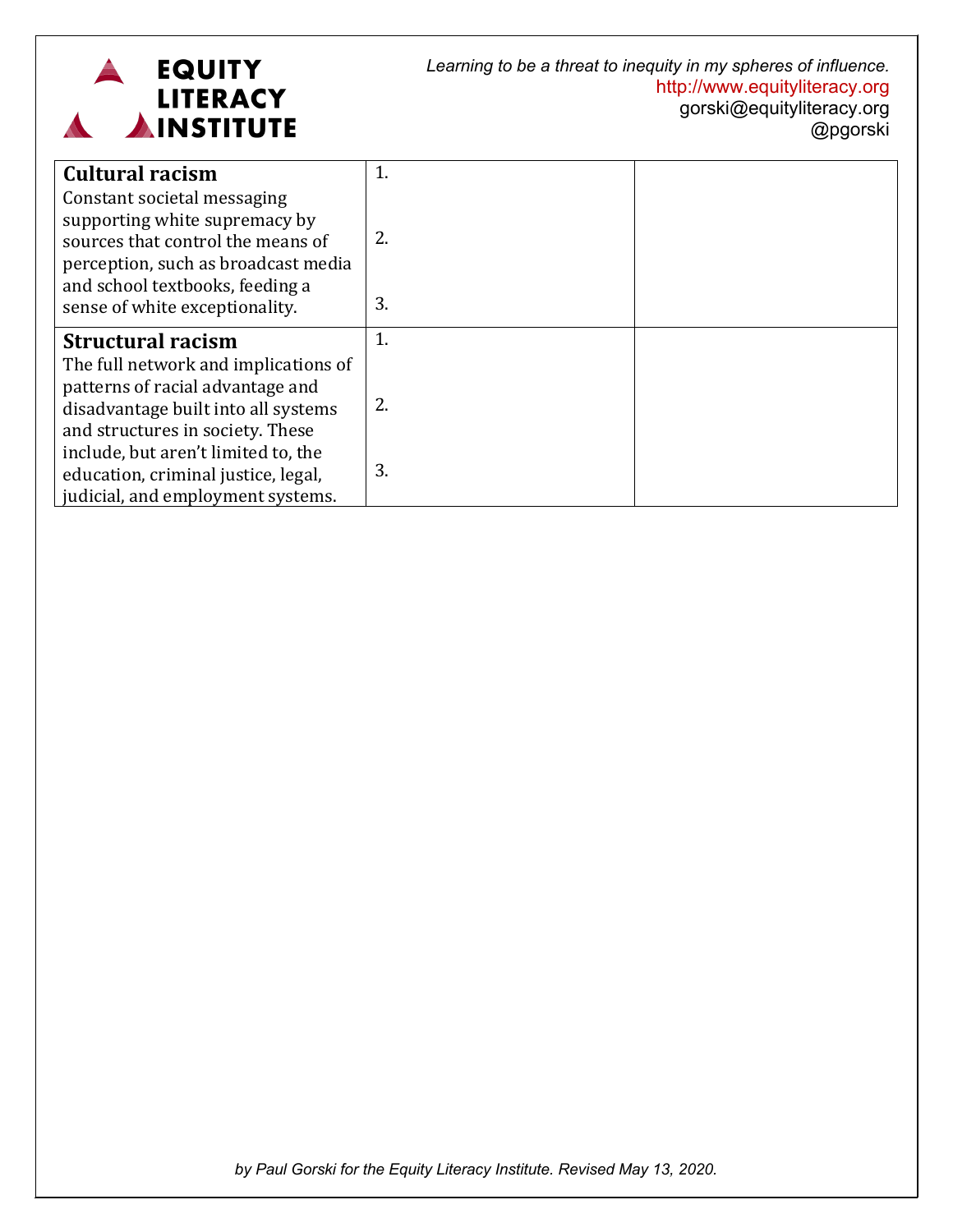Learning to be a threat to inequity in my spheres of influence.
http://www.equityliteracy.org
gorski@equityliteracy.org
@pgorski

| | | |
|---|---|---|
| **Cultural racism**<br>Constant societal messaging supporting white supremacy by sources that control the means of perception, such as broadcast media and school textbooks, feeding a sense of white exceptionality. | 1.<br><br>2.<br><br>3. | |
| **Structural racism**<br>The full network and implications of patterns of racial advantage and disadvantage built into all systems and structures in society. These include, but aren't limited to, the education, criminal justice, legal, judicial, and employment systems. | 1.<br><br>2.<br><br>3. | |

*by Paul Gorski for the Equity Literacy Institute. Revised May 13, 2020.*